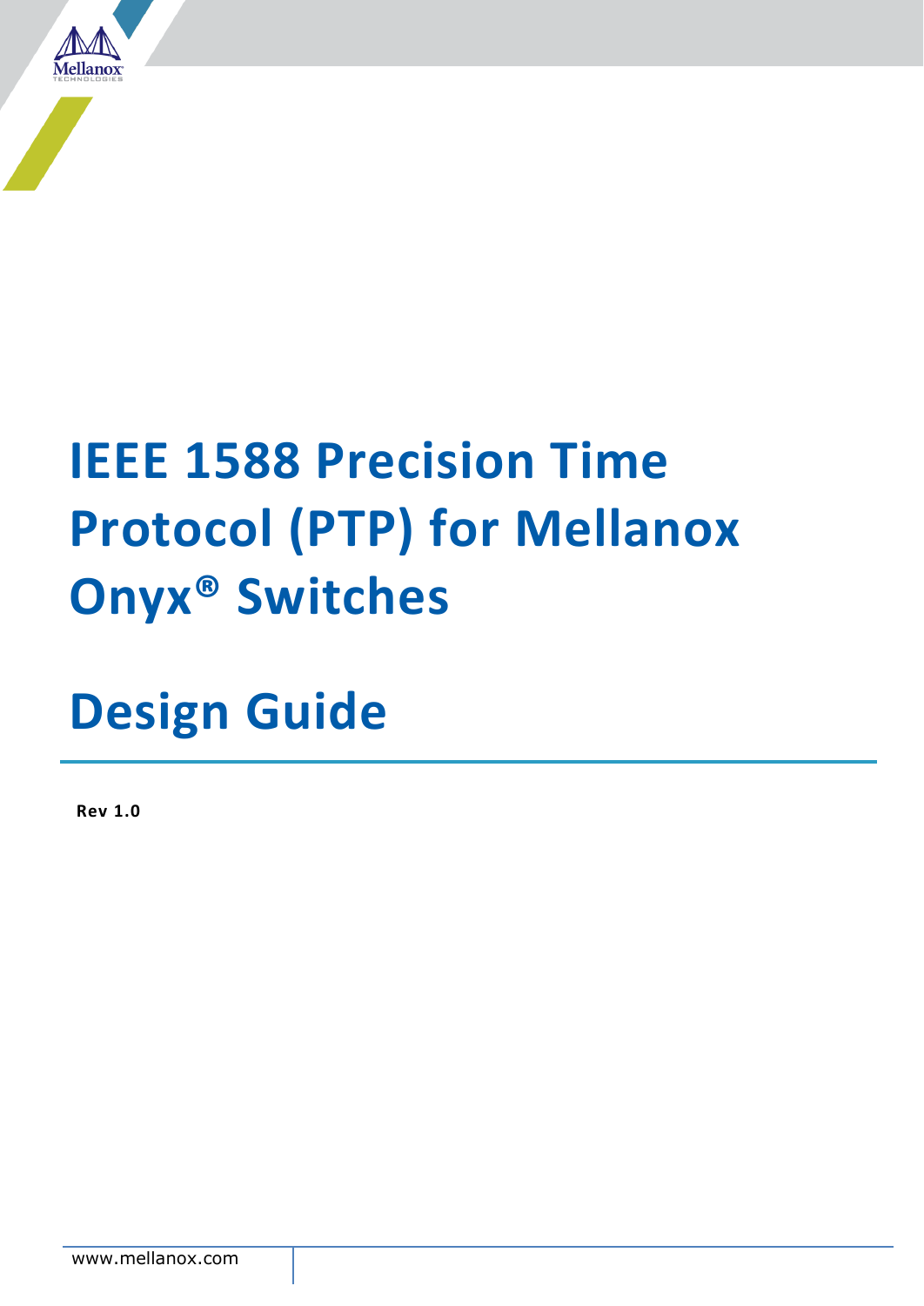# IEEE 1588 Precision Time Protocol (PTP) for Mellanox Onyx® Switches

# Design Guide

**Rev 1.0**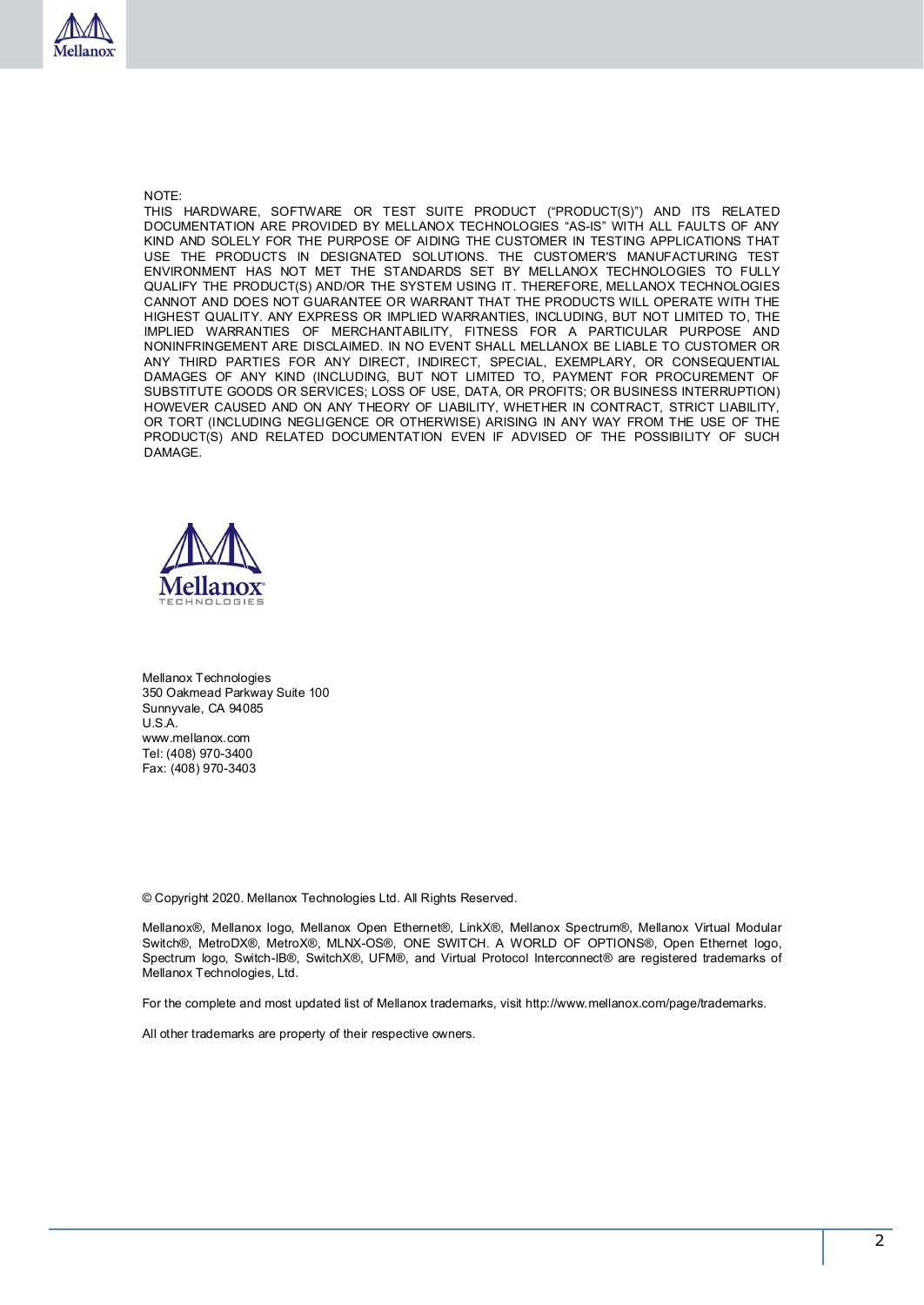NOTE:
THIS HARDWARE, SOFTWARE OR TEST SUITE PRODUCT ("PRODUCT(S)") AND ITS RELATED DOCUMENTATION ARE PROVIDED BY MELLANOX TECHNOLOGIES "AS-IS" WITH ALL FAULTS OF ANY KIND AND SOLELY FOR THE PURPOSE OF AIDING THE CUSTOMER IN TESTING APPLICATIONS THAT USE THE PRODUCTS IN DESIGNATED SOLUTIONS. THE CUSTOMER'S MANUFACTURING TEST ENVIRONMENT HAS NOT MET THE STANDARDS SET BY MELLANOX TECHNOLOGIES TO FULLY QUALIFY THE PRODUCT(S) AND/OR THE SYSTEM USING IT. THEREFORE, MELLANOX TECHNOLOGIES CANNOT AND DOES NOT GUARANTEE OR WARRANT THAT THE PRODUCTS WILL OPERATE WITH THE HIGHEST QUALITY. ANY EXPRESS OR IMPLIED WARRANTIES, INCLUDING, BUT NOT LIMITED TO, THE IMPLIED WARRANTIES OF MERCHANTABILITY, FITNESS FOR A PARTICULAR PURPOSE AND NONINFRINGEMENT ARE DISCLAIMED. IN NO EVENT SHALL MELLANOX BE LIABLE TO CUSTOMER OR ANY THIRD PARTIES FOR ANY DIRECT, INDIRECT, SPECIAL, EXEMPLARY, OR CONSEQUENTIAL DAMAGES OF ANY KIND (INCLUDING, BUT NOT LIMITED TO, PAYMENT FOR PROCUREMENT OF SUBSTITUTE GOODS OR SERVICES; LOSS OF USE, DATA, OR PROFITS; OR BUSINESS INTERRUPTION) HOWEVER CAUSED AND ON ANY THEORY OF LIABILITY, WHETHER IN CONTRACT, STRICT LIABILITY, OR TORT (INCLUDING NEGLIGENCE OR OTHERWISE) ARISING IN ANY WAY FROM THE USE OF THE PRODUCT(S) AND RELATED DOCUMENTATION EVEN IF ADVISED OF THE POSSIBILITY OF SUCH DAMAGE.

Mellanox Technologies
350 Oakmead Parkway Suite 100
Sunnyvale, CA 94085
U.S.A.
www.mellanox.com
Tel: (408) 970-3400
Fax: (408) 970-3403

© Copyright 2020. Mellanox Technologies Ltd. All Rights Reserved.

Mellanox®, Mellanox logo, Mellanox Open Ethernet®, LinkX®, Mellanox Spectrum®, Mellanox Virtual Modular Switch®, MetroDX®, MetroX®, MLNX-OS®, ONE SWITCH. A WORLD OF OPTIONS®, Open Ethernet logo, Spectrum logo, Switch-IB®, SwitchX®, UFM®, and Virtual Protocol Interconnect® are registered trademarks of Mellanox Technologies, Ltd.

For the complete and most updated list of Mellanox trademarks, visit http://www.mellanox.com/page/trademarks.

All other trademarks are property of their respective owners.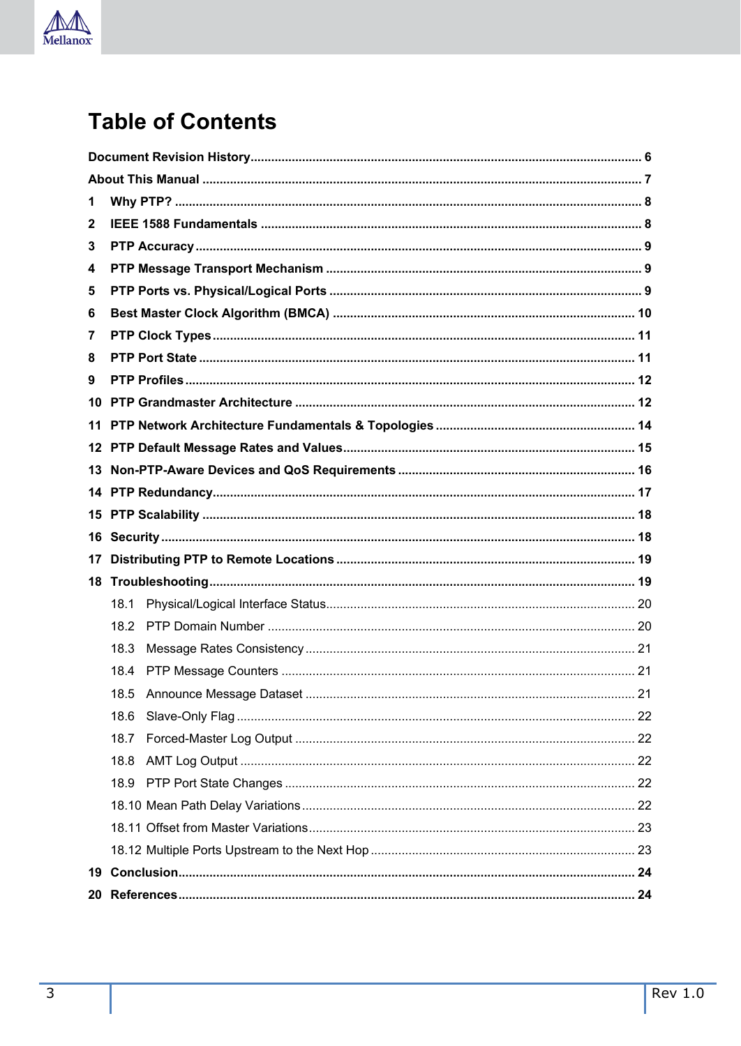# Table of Contents

**Document Revision History** .......... 6

**About This Manual** .......... 7

**1 Why PTP?** .......... 8

**2 IEEE 1588 Fundamentals** .......... 8

**3 PTP Accuracy** .......... 9

**4 PTP Message Transport Mechanism** .......... 9

**5 PTP Ports vs. Physical/Logical Ports** .......... 9

**6 Best Master Clock Algorithm (BMCA)** .......... 10

**7 PTP Clock Types** .......... 11

**8 PTP Port State** .......... 11

**9 PTP Profiles** .......... 12

**10 PTP Grandmaster Architecture** .......... 12

**11 PTP Network Architecture Fundamentals & Topologies** .......... 14

**12 PTP Default Message Rates and Values** .......... 15

**13 Non-PTP-Aware Devices and QoS Requirements** .......... 16

**14 PTP Redundancy** .......... 17

**15 PTP Scalability** .......... 18

**16 Security** .......... 18

**17 Distributing PTP to Remote Locations** .......... 19

**18 Troubleshooting** .......... 19

- 18.1 Physical/Logical Interface Status .......... 20
- 18.2 PTP Domain Number .......... 20
- 18.3 Message Rates Consistency .......... 21
- 18.4 PTP Message Counters .......... 21
- 18.5 Announce Message Dataset .......... 21
- 18.6 Slave-Only Flag .......... 22
- 18.7 Forced-Master Log Output .......... 22
- 18.8 AMT Log Output .......... 22
- 18.9 PTP Port State Changes .......... 22
- 18.10 Mean Path Delay Variations .......... 22
- 18.11 Offset from Master Variations .......... 23
- 18.12 Multiple Ports Upstream to the Next Hop .......... 23

**19 Conclusion** .......... 24

**20 References** .......... 24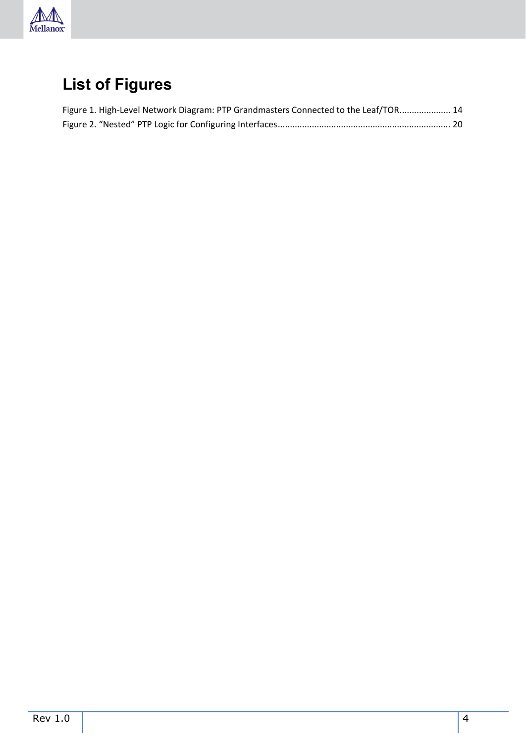# List of Figures

Figure 1. High-Level Network Diagram: PTP Grandmasters Connected to the Leaf/TOR.................... 14
Figure 2. “Nested” PTP Logic for Configuring Interfaces...................................................................... 20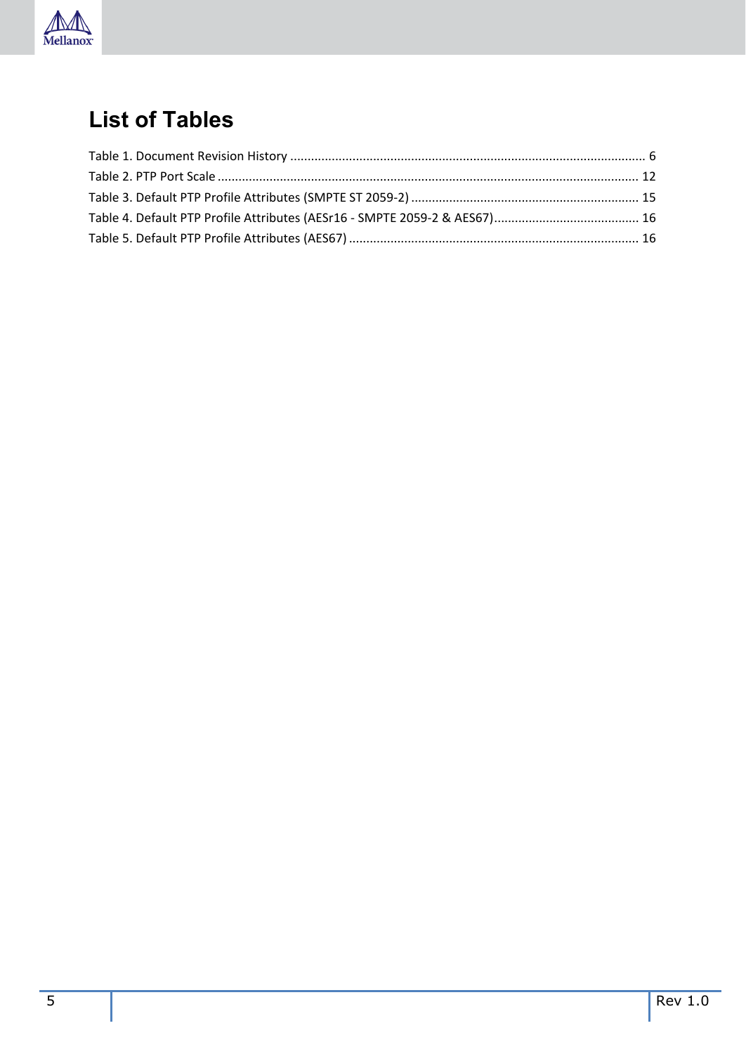# List of Tables

Table 1. Document Revision History ..................................................................................................... 6
Table 2. PTP Port Scale ....................................................................................................................... 12
Table 3. Default PTP Profile Attributes (SMPTE ST 2059-2) ................................................................. 15
Table 4. Default PTP Profile Attributes (AESr16 - SMPTE 2059-2 & AES67)........................................... 16
Table 5. Default PTP Profile Attributes (AES67) ................................................................................... 16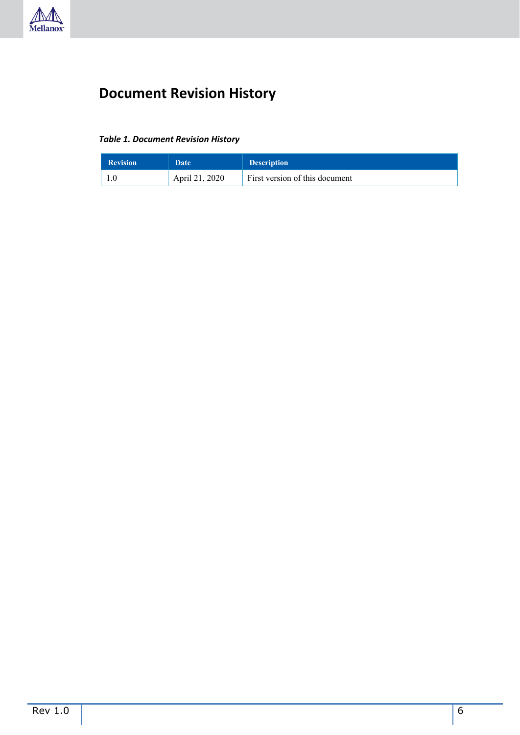# Document Revision History

***Table 1. Document Revision History***

| Revision | Date | Description |
|---|---|---|
| 1.0 | April 21, 2020 | First version of this document |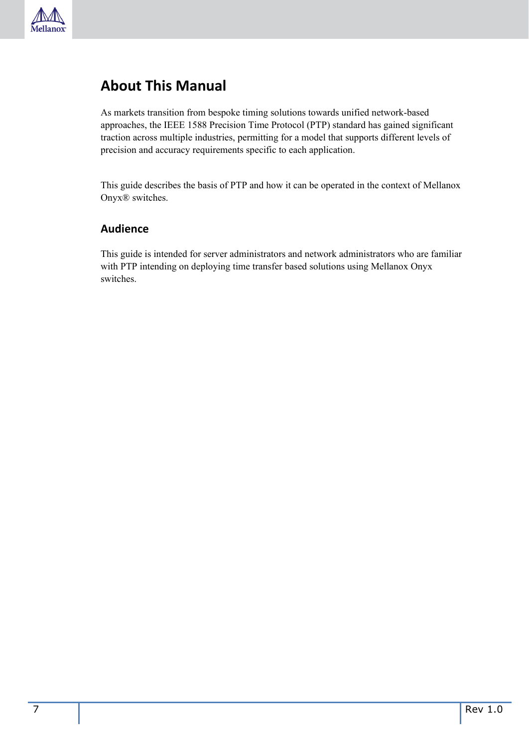# About This Manual

As markets transition from bespoke timing solutions towards unified network-based approaches, the IEEE 1588 Precision Time Protocol (PTP) standard has gained significant traction across multiple industries, permitting for a model that supports different levels of precision and accuracy requirements specific to each application.

This guide describes the basis of PTP and how it can be operated in the context of Mellanox Onyx® switches.

## Audience

This guide is intended for server administrators and network administrators who are familiar with PTP intending on deploying time transfer based solutions using Mellanox Onyx switches.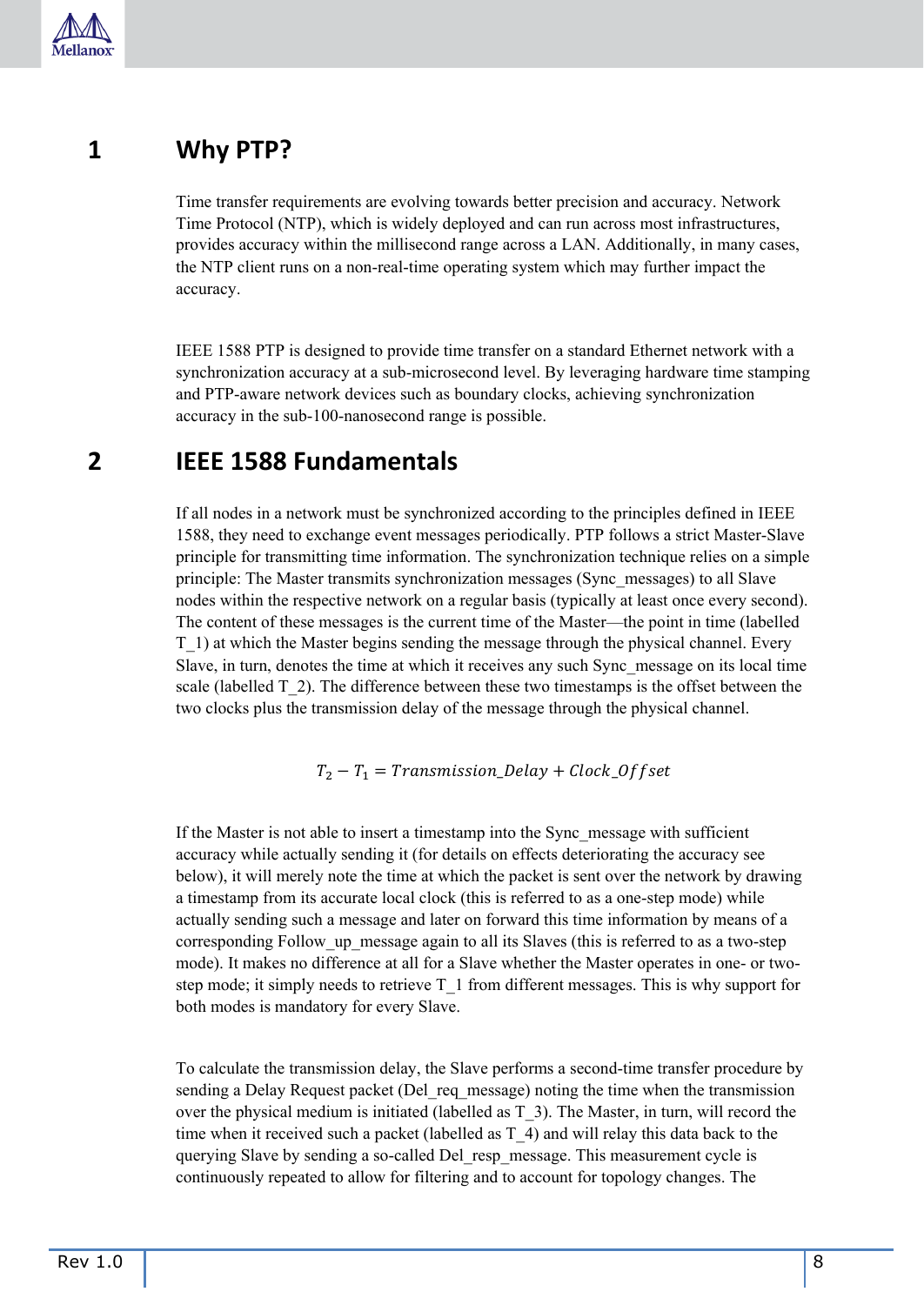# 1 Why PTP?

Time transfer requirements are evolving towards better precision and accuracy. Network Time Protocol (NTP), which is widely deployed and can run across most infrastructures, provides accuracy within the millisecond range across a LAN. Additionally, in many cases, the NTP client runs on a non-real-time operating system which may further impact the accuracy.

IEEE 1588 PTP is designed to provide time transfer on a standard Ethernet network with a synchronization accuracy at a sub-microsecond level. By leveraging hardware time stamping and PTP-aware network devices such as boundary clocks, achieving synchronization accuracy in the sub-100-nanosecond range is possible.

# 2 IEEE 1588 Fundamentals

If all nodes in a network must be synchronized according to the principles defined in IEEE 1588, they need to exchange event messages periodically. PTP follows a strict Master-Slave principle for transmitting time information. The synchronization technique relies on a simple principle: The Master transmits synchronization messages (Sync_messages) to all Slave nodes within the respective network on a regular basis (typically at least once every second). The content of these messages is the current time of the Master—the point in time (labelled T_1) at which the Master begins sending the message through the physical channel. Every Slave, in turn, denotes the time at which it receives any such Sync_message on its local time scale (labelled T_2). The difference between these two timestamps is the offset between the two clocks plus the transmission delay of the message through the physical channel.

$$T_2 - T_1 = Transmission\_Delay + Clock\_Offset$$

If the Master is not able to insert a timestamp into the Sync_message with sufficient accuracy while actually sending it (for details on effects deteriorating the accuracy see below), it will merely note the time at which the packet is sent over the network by drawing a timestamp from its accurate local clock (this is referred to as a one-step mode) while actually sending such a message and later on forward this time information by means of a corresponding Follow_up_message again to all its Slaves (this is referred to as a two-step mode). It makes no difference at all for a Slave whether the Master operates in one- or two-step mode; it simply needs to retrieve T_1 from different messages. This is why support for both modes is mandatory for every Slave.

To calculate the transmission delay, the Slave performs a second-time transfer procedure by sending a Delay Request packet (Del_req_message) noting the time when the transmission over the physical medium is initiated (labelled as T_3). The Master, in turn, will record the time when it received such a packet (labelled as T_4) and will relay this data back to the querying Slave by sending a so-called Del_resp_message. This measurement cycle is continuously repeated to allow for filtering and to account for topology changes. The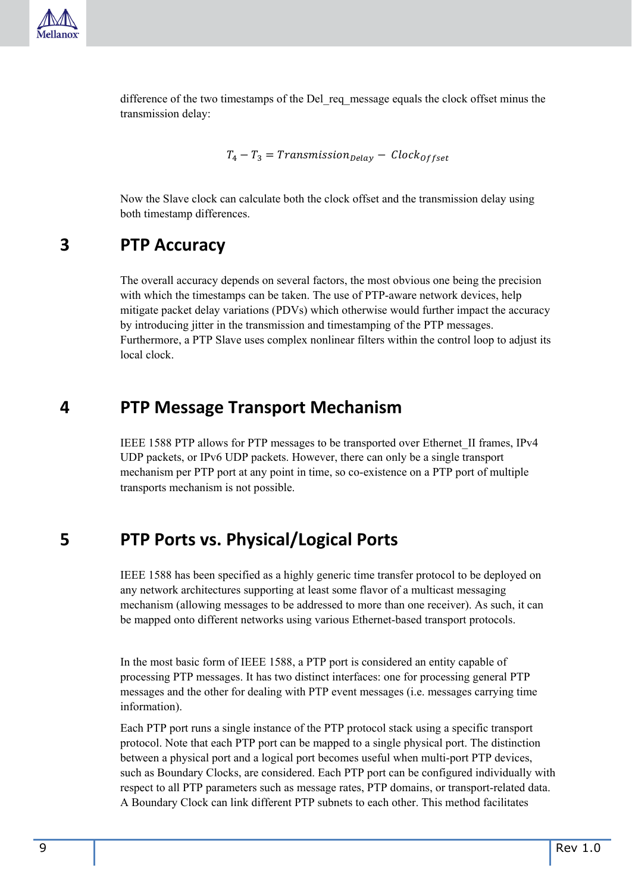difference of the two timestamps of the Del_req_message equals the clock offset minus the transmission delay:

$$T_4 - T_3 = Transmission_{Delay} - Clock_{Offset}$$

Now the Slave clock can calculate both the clock offset and the transmission delay using both timestamp differences.

# 3 PTP Accuracy

The overall accuracy depends on several factors, the most obvious one being the precision with which the timestamps can be taken. The use of PTP-aware network devices, help mitigate packet delay variations (PDVs) which otherwise would further impact the accuracy by introducing jitter in the transmission and timestamping of the PTP messages. Furthermore, a PTP Slave uses complex nonlinear filters within the control loop to adjust its local clock.

# 4 PTP Message Transport Mechanism

IEEE 1588 PTP allows for PTP messages to be transported over Ethernet_II frames, IPv4 UDP packets, or IPv6 UDP packets. However, there can only be a single transport mechanism per PTP port at any point in time, so co-existence on a PTP port of multiple transports mechanism is not possible.

# 5 PTP Ports vs. Physical/Logical Ports

IEEE 1588 has been specified as a highly generic time transfer protocol to be deployed on any network architectures supporting at least some flavor of a multicast messaging mechanism (allowing messages to be addressed to more than one receiver). As such, it can be mapped onto different networks using various Ethernet-based transport protocols.

In the most basic form of IEEE 1588, a PTP port is considered an entity capable of processing PTP messages. It has two distinct interfaces: one for processing general PTP messages and the other for dealing with PTP event messages (i.e. messages carrying time information).

Each PTP port runs a single instance of the PTP protocol stack using a specific transport protocol. Note that each PTP port can be mapped to a single physical port. The distinction between a physical port and a logical port becomes useful when multi-port PTP devices, such as Boundary Clocks, are considered. Each PTP port can be configured individually with respect to all PTP parameters such as message rates, PTP domains, or transport-related data. A Boundary Clock can link different PTP subnets to each other. This method facilitates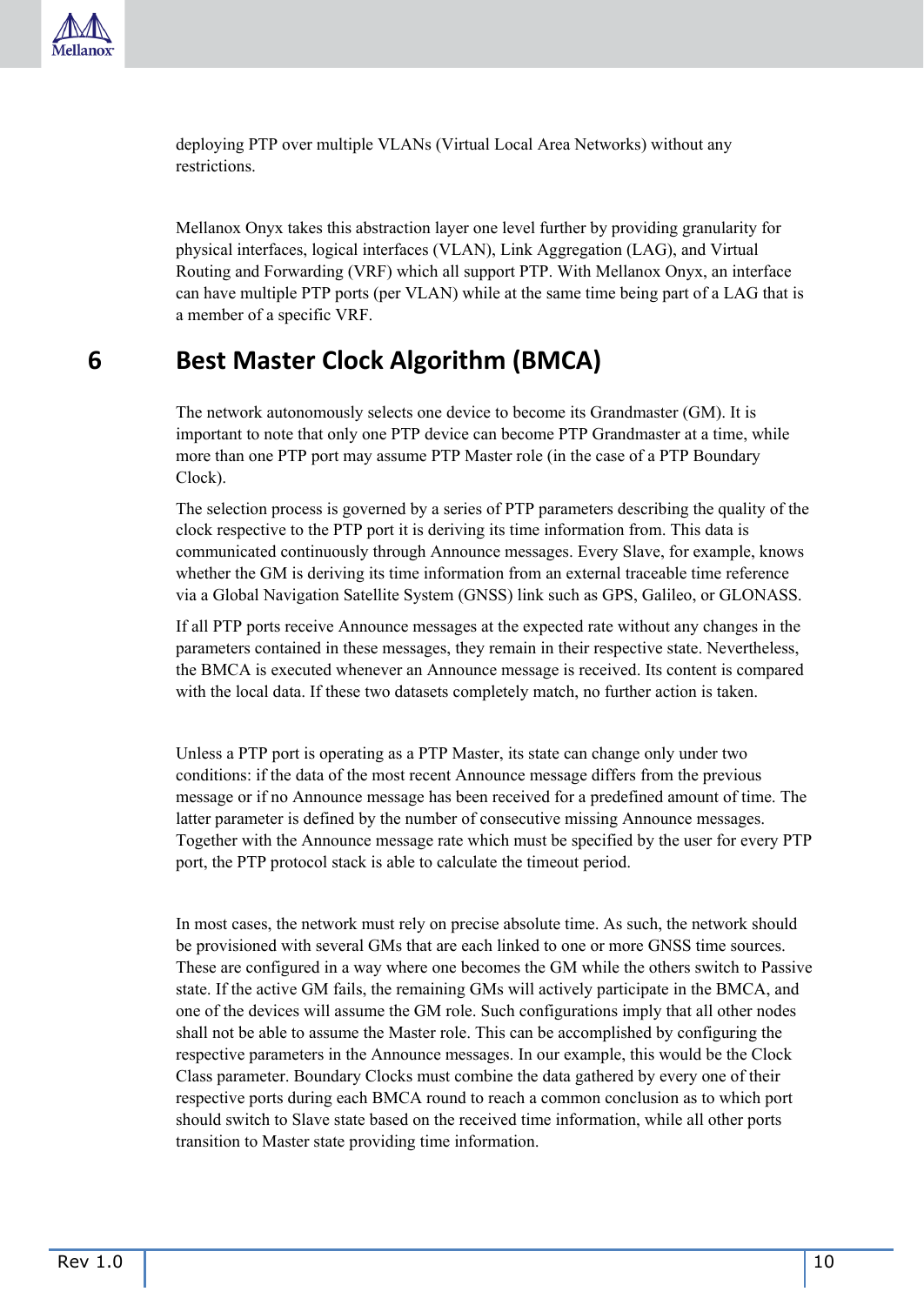deploying PTP over multiple VLANs (Virtual Local Area Networks) without any restrictions.

Mellanox Onyx takes this abstraction layer one level further by providing granularity for physical interfaces, logical interfaces (VLAN), Link Aggregation (LAG), and Virtual Routing and Forwarding (VRF) which all support PTP. With Mellanox Onyx, an interface can have multiple PTP ports (per VLAN) while at the same time being part of a LAG that is a member of a specific VRF.

# 6 Best Master Clock Algorithm (BMCA)

The network autonomously selects one device to become its Grandmaster (GM). It is important to note that only one PTP device can become PTP Grandmaster at a time, while more than one PTP port may assume PTP Master role (in the case of a PTP Boundary Clock).

The selection process is governed by a series of PTP parameters describing the quality of the clock respective to the PTP port it is deriving its time information from. This data is communicated continuously through Announce messages. Every Slave, for example, knows whether the GM is deriving its time information from an external traceable time reference via a Global Navigation Satellite System (GNSS) link such as GPS, Galileo, or GLONASS.

If all PTP ports receive Announce messages at the expected rate without any changes in the parameters contained in these messages, they remain in their respective state. Nevertheless, the BMCA is executed whenever an Announce message is received. Its content is compared with the local data. If these two datasets completely match, no further action is taken.

Unless a PTP port is operating as a PTP Master, its state can change only under two conditions: if the data of the most recent Announce message differs from the previous message or if no Announce message has been received for a predefined amount of time. The latter parameter is defined by the number of consecutive missing Announce messages. Together with the Announce message rate which must be specified by the user for every PTP port, the PTP protocol stack is able to calculate the timeout period.

In most cases, the network must rely on precise absolute time. As such, the network should be provisioned with several GMs that are each linked to one or more GNSS time sources. These are configured in a way where one becomes the GM while the others switch to Passive state. If the active GM fails, the remaining GMs will actively participate in the BMCA, and one of the devices will assume the GM role. Such configurations imply that all other nodes shall not be able to assume the Master role. This can be accomplished by configuring the respective parameters in the Announce messages. In our example, this would be the Clock Class parameter. Boundary Clocks must combine the data gathered by every one of their respective ports during each BMCA round to reach a common conclusion as to which port should switch to Slave state based on the received time information, while all other ports transition to Master state providing time information.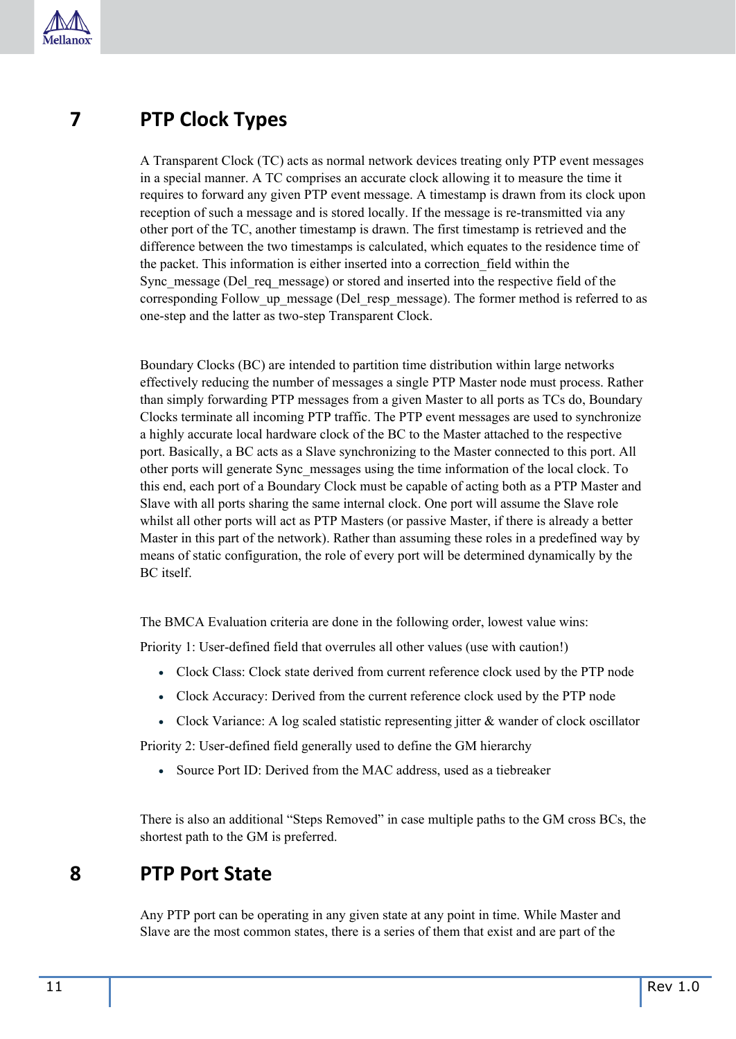# 7 PTP Clock Types

A Transparent Clock (TC) acts as normal network devices treating only PTP event messages in a special manner. A TC comprises an accurate clock allowing it to measure the time it requires to forward any given PTP event message. A timestamp is drawn from its clock upon reception of such a message and is stored locally. If the message is re-transmitted via any other port of the TC, another timestamp is drawn. The first timestamp is retrieved and the difference between the two timestamps is calculated, which equates to the residence time of the packet. This information is either inserted into a correction_field within the Sync_message (Del_req_message) or stored and inserted into the respective field of the corresponding Follow_up_message (Del_resp_message). The former method is referred to as one-step and the latter as two-step Transparent Clock.

Boundary Clocks (BC) are intended to partition time distribution within large networks effectively reducing the number of messages a single PTP Master node must process. Rather than simply forwarding PTP messages from a given Master to all ports as TCs do, Boundary Clocks terminate all incoming PTP traffic. The PTP event messages are used to synchronize a highly accurate local hardware clock of the BC to the Master attached to the respective port. Basically, a BC acts as a Slave synchronizing to the Master connected to this port. All other ports will generate Sync_messages using the time information of the local clock. To this end, each port of a Boundary Clock must be capable of acting both as a PTP Master and Slave with all ports sharing the same internal clock. One port will assume the Slave role whilst all other ports will act as PTP Masters (or passive Master, if there is already a better Master in this part of the network). Rather than assuming these roles in a predefined way by means of static configuration, the role of every port will be determined dynamically by the BC itself.

The BMCA Evaluation criteria are done in the following order, lowest value wins:

Priority 1: User-defined field that overrules all other values (use with caution!)

- Clock Class: Clock state derived from current reference clock used by the PTP node
- Clock Accuracy: Derived from the current reference clock used by the PTP node
- Clock Variance: A log scaled statistic representing jitter & wander of clock oscillator

Priority 2: User-defined field generally used to define the GM hierarchy

- Source Port ID: Derived from the MAC address, used as a tiebreaker

There is also an additional “Steps Removed” in case multiple paths to the GM cross BCs, the shortest path to the GM is preferred.

# 8 PTP Port State

Any PTP port can be operating in any given state at any point in time. While Master and Slave are the most common states, there is a series of them that exist and are part of the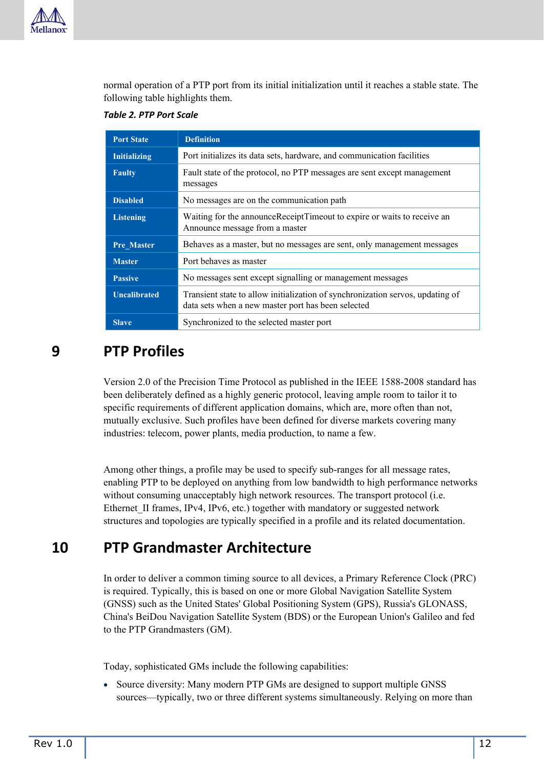normal operation of a PTP port from its initial initialization until it reaches a stable state. The following table highlights them.

***Table 2. PTP Port Scale***

| Port State | Definition |
|---|---|
| **Initializing** | Port initializes its data sets, hardware, and communication facilities |
| **Faulty** | Fault state of the protocol, no PTP messages are sent except management messages |
| **Disabled** | No messages are on the communication path |
| **Listening** | Waiting for the announceReceiptTimeout to expire or waits to receive an Announce message from a master |
| **Pre_Master** | Behaves as a master, but no messages are sent, only management messages |
| **Master** | Port behaves as master |
| **Passive** | No messages sent except signalling or management messages |
| **Uncalibrated** | Transient state to allow initialization of synchronization servos, updating of data sets when a new master port has been selected |
| **Slave** | Synchronized to the selected master port |

# 9 PTP Profiles

Version 2.0 of the Precision Time Protocol as published in the IEEE 1588-2008 standard has been deliberately defined as a highly generic protocol, leaving ample room to tailor it to specific requirements of different application domains, which are, more often than not, mutually exclusive. Such profiles have been defined for diverse markets covering many industries: telecom, power plants, media production, to name a few.

Among other things, a profile may be used to specify sub-ranges for all message rates, enabling PTP to be deployed on anything from low bandwidth to high performance networks without consuming unacceptably high network resources. The transport protocol (i.e. Ethernet_II frames, IPv4, IPv6, etc.) together with mandatory or suggested network structures and topologies are typically specified in a profile and its related documentation.

# 10 PTP Grandmaster Architecture

In order to deliver a common timing source to all devices, a Primary Reference Clock (PRC) is required. Typically, this is based on one or more Global Navigation Satellite System (GNSS) such as the United States' Global Positioning System (GPS), Russia's GLONASS, China's BeiDou Navigation Satellite System (BDS) or the European Union's Galileo and fed to the PTP Grandmasters (GM).

Today, sophisticated GMs include the following capabilities:

- Source diversity: Many modern PTP GMs are designed to support multiple GNSS sources—typically, two or three different systems simultaneously. Relying on more than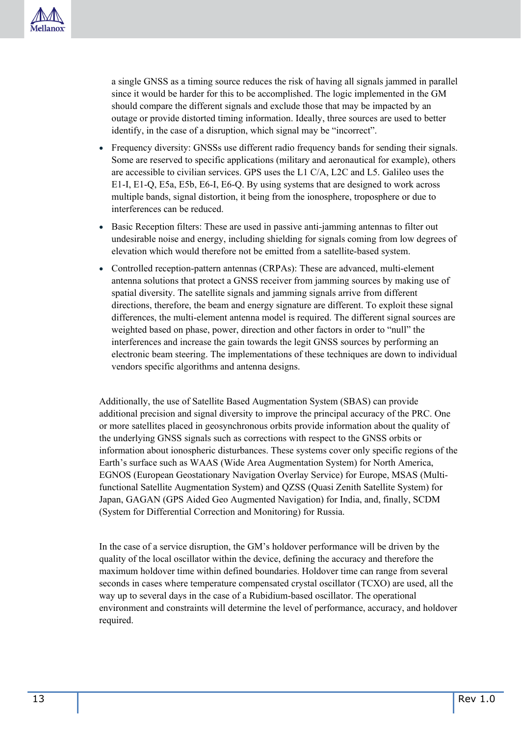a single GNSS as a timing source reduces the risk of having all signals jammed in parallel since it would be harder for this to be accomplished. The logic implemented in the GM should compare the different signals and exclude those that may be impacted by an outage or provide distorted timing information. Ideally, three sources are used to better identify, in the case of a disruption, which signal may be “incorrect”.

- Frequency diversity: GNSSs use different radio frequency bands for sending their signals. Some are reserved to specific applications (military and aeronautical for example), others are accessible to civilian services. GPS uses the L1 C/A, L2C and L5. Galileo uses the E1-I, E1-Q, E5a, E5b, E6-I, E6-Q. By using systems that are designed to work across multiple bands, signal distortion, it being from the ionosphere, troposphere or due to interferences can be reduced.
- Basic Reception filters: These are used in passive anti-jamming antennas to filter out undesirable noise and energy, including shielding for signals coming from low degrees of elevation which would therefore not be emitted from a satellite-based system.
- Controlled reception-pattern antennas (CRPAs): These are advanced, multi-element antenna solutions that protect a GNSS receiver from jamming sources by making use of spatial diversity. The satellite signals and jamming signals arrive from different directions, therefore, the beam and energy signature are different. To exploit these signal differences, the multi-element antenna model is required. The different signal sources are weighted based on phase, power, direction and other factors in order to “null” the interferences and increase the gain towards the legit GNSS sources by performing an electronic beam steering. The implementations of these techniques are down to individual vendors specific algorithms and antenna designs.

Additionally, the use of Satellite Based Augmentation System (SBAS) can provide additional precision and signal diversity to improve the principal accuracy of the PRC. One or more satellites placed in geosynchronous orbits provide information about the quality of the underlying GNSS signals such as corrections with respect to the GNSS orbits or information about ionospheric disturbances. These systems cover only specific regions of the Earth’s surface such as WAAS (Wide Area Augmentation System) for North America, EGNOS (European Geostationary Navigation Overlay Service) for Europe, MSAS (Multi-functional Satellite Augmentation System) and QZSS (Quasi Zenith Satellite System) for Japan, GAGAN (GPS Aided Geo Augmented Navigation) for India, and, finally, SCDM (System for Differential Correction and Monitoring) for Russia.

In the case of a service disruption, the GM’s holdover performance will be driven by the quality of the local oscillator within the device, defining the accuracy and therefore the maximum holdover time within defined boundaries. Holdover time can range from several seconds in cases where temperature compensated crystal oscillator (TCXO) are used, all the way up to several days in the case of a Rubidium-based oscillator. The operational environment and constraints will determine the level of performance, accuracy, and holdover required.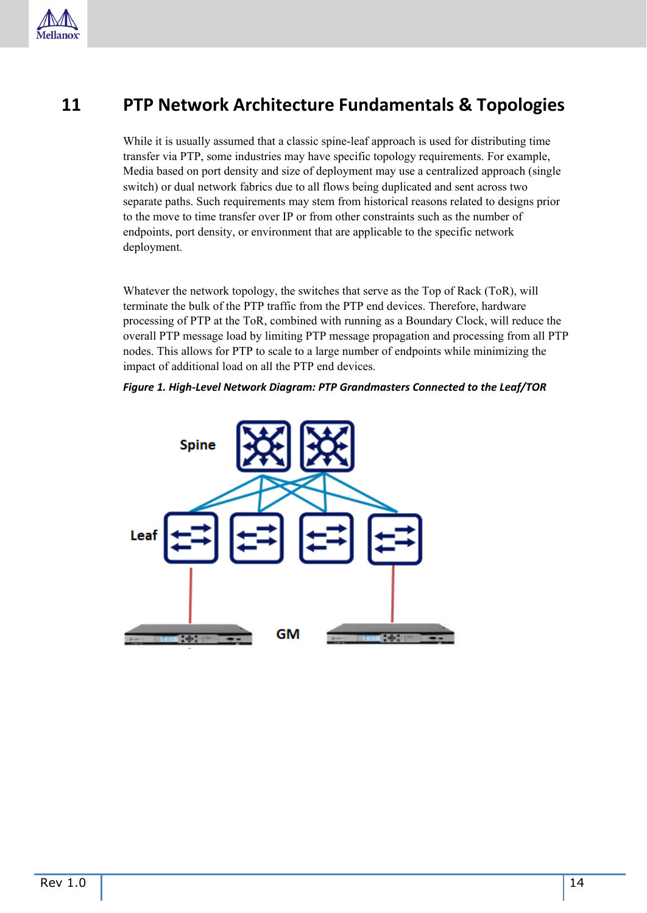# 11 PTP Network Architecture Fundamentals & Topologies

While it is usually assumed that a classic spine-leaf approach is used for distributing time transfer via PTP, some industries may have specific topology requirements. For example, Media based on port density and size of deployment may use a centralized approach (single switch) or dual network fabrics due to all flows being duplicated and sent across two separate paths. Such requirements may stem from historical reasons related to designs prior to the move to time transfer over IP or from other constraints such as the number of endpoints, port density, or environment that are applicable to the specific network deployment.

Whatever the network topology, the switches that serve as the Top of Rack (ToR), will terminate the bulk of the PTP traffic from the PTP end devices. Therefore, hardware processing of PTP at the ToR, combined with running as a Boundary Clock, will reduce the overall PTP message load by limiting PTP message propagation and processing from all PTP nodes. This allows for PTP to scale to a large number of endpoints while minimizing the impact of additional load on all the PTP end devices.

***Figure 1. High-Level Network Diagram: PTP Grandmasters Connected to the Leaf/TOR***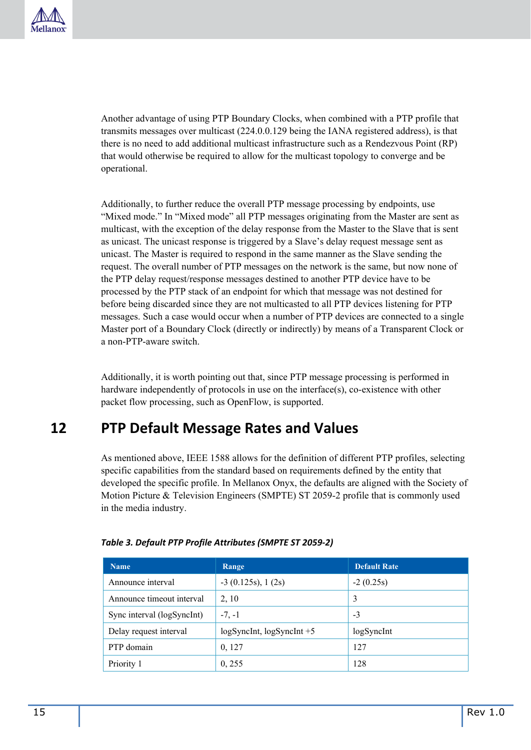Another advantage of using PTP Boundary Clocks, when combined with a PTP profile that transmits messages over multicast (224.0.0.129 being the IANA registered address), is that there is no need to add additional multicast infrastructure such as a Rendezvous Point (RP) that would otherwise be required to allow for the multicast topology to converge and be operational.

Additionally, to further reduce the overall PTP message processing by endpoints, use “Mixed mode.” In “Mixed mode” all PTP messages originating from the Master are sent as multicast, with the exception of the delay response from the Master to the Slave that is sent as unicast. The unicast response is triggered by a Slave’s delay request message sent as unicast. The Master is required to respond in the same manner as the Slave sending the request. The overall number of PTP messages on the network is the same, but now none of the PTP delay request/response messages destined to another PTP device have to be processed by the PTP stack of an endpoint for which that message was not destined for before being discarded since they are not multicasted to all PTP devices listening for PTP messages. Such a case would occur when a number of PTP devices are connected to a single Master port of a Boundary Clock (directly or indirectly) by means of a Transparent Clock or a non-PTP-aware switch.

Additionally, it is worth pointing out that, since PTP message processing is performed in hardware independently of protocols in use on the interface(s), co-existence with other packet flow processing, such as OpenFlow, is supported.

# 12 PTP Default Message Rates and Values

As mentioned above, IEEE 1588 allows for the definition of different PTP profiles, selecting specific capabilities from the standard based on requirements defined by the entity that developed the specific profile. In Mellanox Onyx, the defaults are aligned with the Society of Motion Picture & Television Engineers (SMPTE) ST 2059-2 profile that is commonly used in the media industry.

***Table 3. Default PTP Profile Attributes (SMPTE ST 2059-2)***

| Name | Range | Default Rate |
|---|---|---|
| Announce interval | -3 (0.125s), 1 (2s) | -2 (0.25s) |
| Announce timeout interval | 2, 10 | 3 |
| Sync interval (logSyncInt) | -7, -1 | -3 |
| Delay request interval | logSyncInt, logSyncInt +5 | logSyncInt |
| PTP domain | 0, 127 | 127 |
| Priority 1 | 0, 255 | 128 |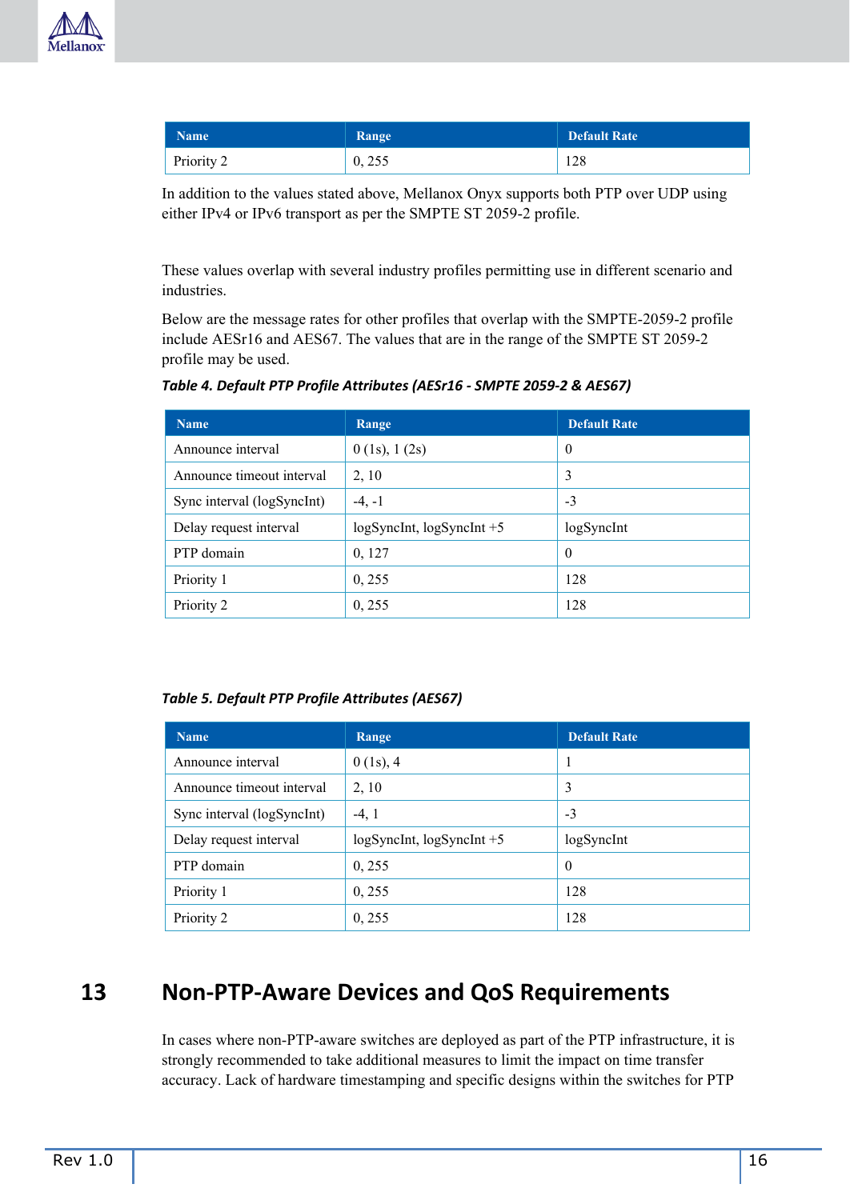| Name | Range | Default Rate |
|---|---|---|
| Priority 2 | 0, 255 | 128 |

In addition to the values stated above, Mellanox Onyx supports both PTP over UDP using either IPv4 or IPv6 transport as per the SMPTE ST 2059-2 profile.

These values overlap with several industry profiles permitting use in different scenario and industries.

Below are the message rates for other profiles that overlap with the SMPTE-2059-2 profile include AESr16 and AES67. The values that are in the range of the SMPTE ST 2059-2 profile may be used.

***Table 4. Default PTP Profile Attributes (AESr16 - SMPTE 2059-2 & AES67)***

| Name | Range | Default Rate |
|---|---|---|
| Announce interval | 0 (1s), 1 (2s) | 0 |
| Announce timeout interval | 2, 10 | 3 |
| Sync interval (logSyncInt) | -4, -1 | -3 |
| Delay request interval | logSyncInt, logSyncInt +5 | logSyncInt |
| PTP domain | 0, 127 | 0 |
| Priority 1 | 0, 255 | 128 |
| Priority 2 | 0, 255 | 128 |

***Table 5. Default PTP Profile Attributes (AES67)***

| Name | Range | Default Rate |
|---|---|---|
| Announce interval | 0 (1s), 4 | 1 |
| Announce timeout interval | 2, 10 | 3 |
| Sync interval (logSyncInt) | -4, 1 | -3 |
| Delay request interval | logSyncInt, logSyncInt +5 | logSyncInt |
| PTP domain | 0, 255 | 0 |
| Priority 1 | 0, 255 | 128 |
| Priority 2 | 0, 255 | 128 |

# 13 Non-PTP-Aware Devices and QoS Requirements

In cases where non-PTP-aware switches are deployed as part of the PTP infrastructure, it is strongly recommended to take additional measures to limit the impact on time transfer accuracy. Lack of hardware timestamping and specific designs within the switches for PTP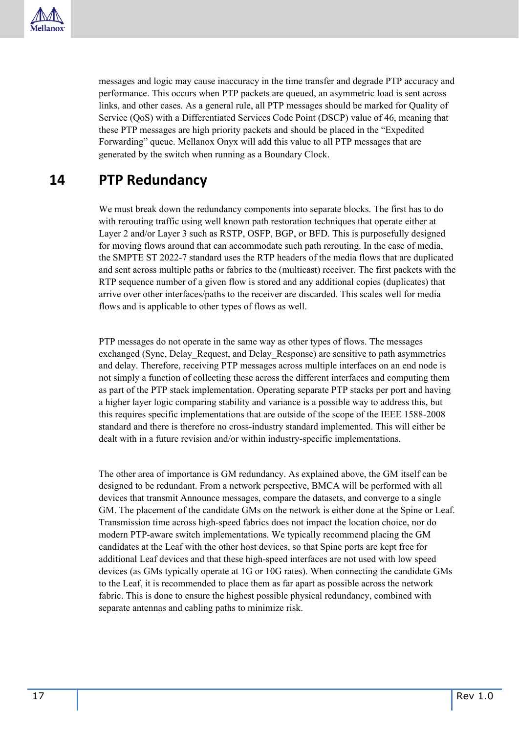messages and logic may cause inaccuracy in the time transfer and degrade PTP accuracy and performance. This occurs when PTP packets are queued, an asymmetric load is sent across links, and other cases. As a general rule, all PTP messages should be marked for Quality of Service (QoS) with a Differentiated Services Code Point (DSCP) value of 46, meaning that these PTP messages are high priority packets and should be placed in the "Expedited Forwarding" queue. Mellanox Onyx will add this value to all PTP messages that are generated by the switch when running as a Boundary Clock.

# 14 PTP Redundancy

We must break down the redundancy components into separate blocks. The first has to do with rerouting traffic using well known path restoration techniques that operate either at Layer 2 and/or Layer 3 such as RSTP, OSFP, BGP, or BFD. This is purposefully designed for moving flows around that can accommodate such path rerouting. In the case of media, the SMPTE ST 2022-7 standard uses the RTP headers of the media flows that are duplicated and sent across multiple paths or fabrics to the (multicast) receiver. The first packets with the RTP sequence number of a given flow is stored and any additional copies (duplicates) that arrive over other interfaces/paths to the receiver are discarded. This scales well for media flows and is applicable to other types of flows as well.

PTP messages do not operate in the same way as other types of flows. The messages exchanged (Sync, Delay_Request, and Delay_Response) are sensitive to path asymmetries and delay. Therefore, receiving PTP messages across multiple interfaces on an end node is not simply a function of collecting these across the different interfaces and computing them as part of the PTP stack implementation. Operating separate PTP stacks per port and having a higher layer logic comparing stability and variance is a possible way to address this, but this requires specific implementations that are outside of the scope of the IEEE 1588-2008 standard and there is therefore no cross-industry standard implemented. This will either be dealt with in a future revision and/or within industry-specific implementations.

The other area of importance is GM redundancy. As explained above, the GM itself can be designed to be redundant. From a network perspective, BMCA will be performed with all devices that transmit Announce messages, compare the datasets, and converge to a single GM. The placement of the candidate GMs on the network is either done at the Spine or Leaf. Transmission time across high-speed fabrics does not impact the location choice, nor do modern PTP-aware switch implementations. We typically recommend placing the GM candidates at the Leaf with the other host devices, so that Spine ports are kept free for additional Leaf devices and that these high-speed interfaces are not used with low speed devices (as GMs typically operate at 1G or 10G rates). When connecting the candidate GMs to the Leaf, it is recommended to place them as far apart as possible across the network fabric. This is done to ensure the highest possible physical redundancy, combined with separate antennas and cabling paths to minimize risk.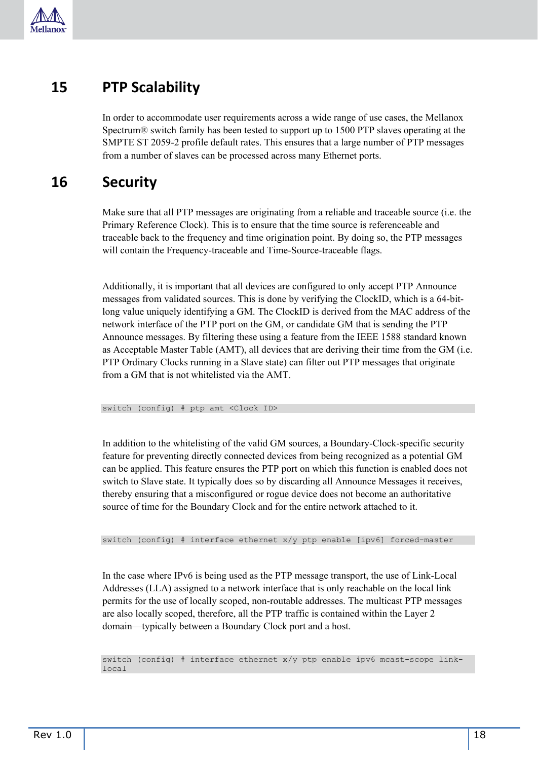# 15 PTP Scalability

In order to accommodate user requirements across a wide range of use cases, the Mellanox Spectrum® switch family has been tested to support up to 1500 PTP slaves operating at the SMPTE ST 2059-2 profile default rates. This ensures that a large number of PTP messages from a number of slaves can be processed across many Ethernet ports.

# 16 Security

Make sure that all PTP messages are originating from a reliable and traceable source (i.e. the Primary Reference Clock). This is to ensure that the time source is referenceable and traceable back to the frequency and time origination point. By doing so, the PTP messages will contain the Frequency-traceable and Time-Source-traceable flags.

Additionally, it is important that all devices are configured to only accept PTP Announce messages from validated sources. This is done by verifying the ClockID, which is a 64-bit-long value uniquely identifying a GM. The ClockID is derived from the MAC address of the network interface of the PTP port on the GM, or candidate GM that is sending the PTP Announce messages. By filtering these using a feature from the IEEE 1588 standard known as Acceptable Master Table (AMT), all devices that are deriving their time from the GM (i.e. PTP Ordinary Clocks running in a Slave state) can filter out PTP messages that originate from a GM that is not whitelisted via the AMT.

```
switch (config) # ptp amt <Clock ID>
```

In addition to the whitelisting of the valid GM sources, a Boundary-Clock-specific security feature for preventing directly connected devices from being recognized as a potential GM can be applied. This feature ensures the PTP port on which this function is enabled does not switch to Slave state. It typically does so by discarding all Announce Messages it receives, thereby ensuring that a misconfigured or rogue device does not become an authoritative source of time for the Boundary Clock and for the entire network attached to it.

```
switch (config) # interface ethernet x/y ptp enable [ipv6] forced-master
```

In the case where IPv6 is being used as the PTP message transport, the use of Link-Local Addresses (LLA) assigned to a network interface that is only reachable on the local link permits for the use of locally scoped, non-routable addresses. The multicast PTP messages are also locally scoped, therefore, all the PTP traffic is contained within the Layer 2 domain—typically between a Boundary Clock port and a host.

```
switch (config) # interface ethernet x/y ptp enable ipv6 mcast-scope link-local
```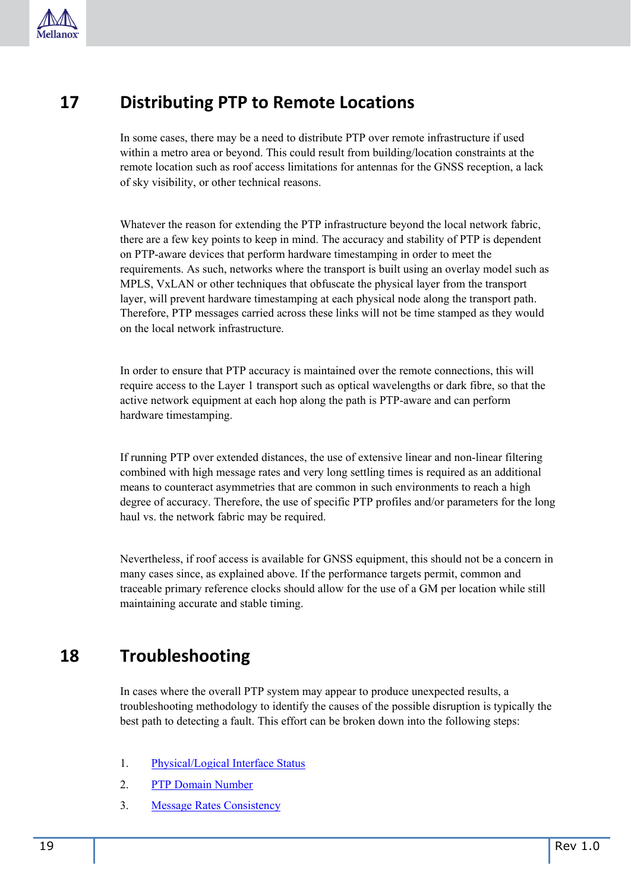# 17 Distributing PTP to Remote Locations

In some cases, there may be a need to distribute PTP over remote infrastructure if used within a metro area or beyond. This could result from building/location constraints at the remote location such as roof access limitations for antennas for the GNSS reception, a lack of sky visibility, or other technical reasons.

Whatever the reason for extending the PTP infrastructure beyond the local network fabric, there are a few key points to keep in mind. The accuracy and stability of PTP is dependent on PTP-aware devices that perform hardware timestamping in order to meet the requirements. As such, networks where the transport is built using an overlay model such as MPLS, VxLAN or other techniques that obfuscate the physical layer from the transport layer, will prevent hardware timestamping at each physical node along the transport path. Therefore, PTP messages carried across these links will not be time stamped as they would on the local network infrastructure.

In order to ensure that PTP accuracy is maintained over the remote connections, this will require access to the Layer 1 transport such as optical wavelengths or dark fibre, so that the active network equipment at each hop along the path is PTP-aware and can perform hardware timestamping.

If running PTP over extended distances, the use of extensive linear and non-linear filtering combined with high message rates and very long settling times is required as an additional means to counteract asymmetries that are common in such environments to reach a high degree of accuracy. Therefore, the use of specific PTP profiles and/or parameters for the long haul vs. the network fabric may be required.

Nevertheless, if roof access is available for GNSS equipment, this should not be a concern in many cases since, as explained above. If the performance targets permit, common and traceable primary reference clocks should allow for the use of a GM per location while still maintaining accurate and stable timing.

# 18 Troubleshooting

In cases where the overall PTP system may appear to produce unexpected results, a troubleshooting methodology to identify the causes of the possible disruption is typically the best path to detecting a fault. This effort can be broken down into the following steps:

1. Physical/Logical Interface Status
2. PTP Domain Number
3. Message Rates Consistency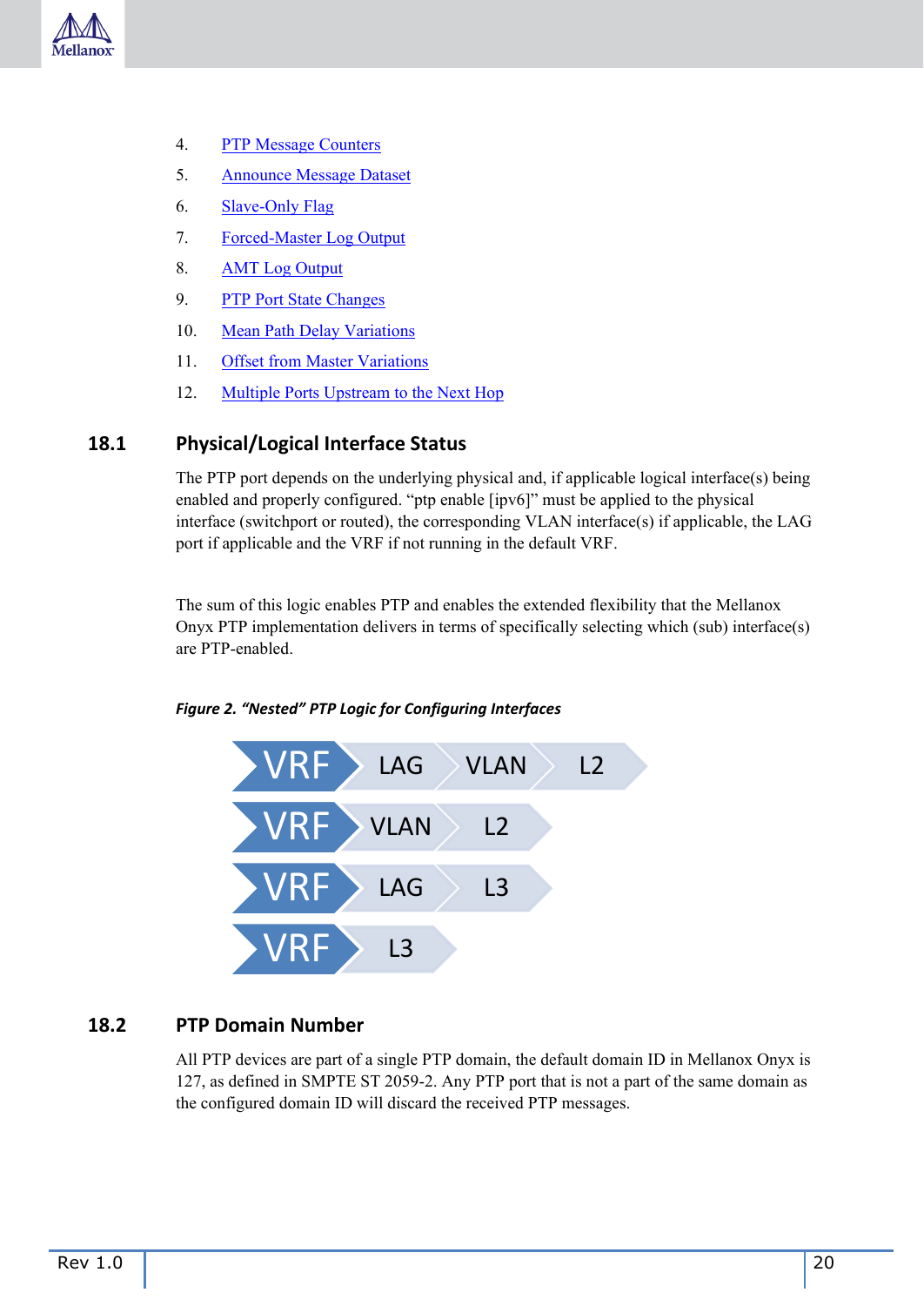4. [PTP Message Counters]
5. [Announce Message Dataset]
6. [Slave-Only Flag]
7. [Forced-Master Log Output]
8. [AMT Log Output]
9. [PTP Port State Changes]
10. [Mean Path Delay Variations]
11. [Offset from Master Variations]
12. [Multiple Ports Upstream to the Next Hop]

## 18.1 Physical/Logical Interface Status

The PTP port depends on the underlying physical and, if applicable logical interface(s) being enabled and properly configured. "ptp enable [ipv6]" must be applied to the physical interface (switchport or routed), the corresponding VLAN interface(s) if applicable, the LAG port if applicable and the VRF if not running in the default VRF.

The sum of this logic enables PTP and enables the extended flexibility that the Mellanox Onyx PTP implementation delivers in terms of specifically selecting which (sub) interface(s) are PTP-enabled.

*Figure 2. "Nested" PTP Logic for Configuring Interfaces*

VRF > LAG > VLAN > L2

VRF > VLAN > L2

VRF > LAG > L3

VRF > L3

## 18.2 PTP Domain Number

All PTP devices are part of a single PTP domain, the default domain ID in Mellanox Onyx is 127, as defined in SMPTE ST 2059-2. Any PTP port that is not a part of the same domain as the configured domain ID will discard the received PTP messages.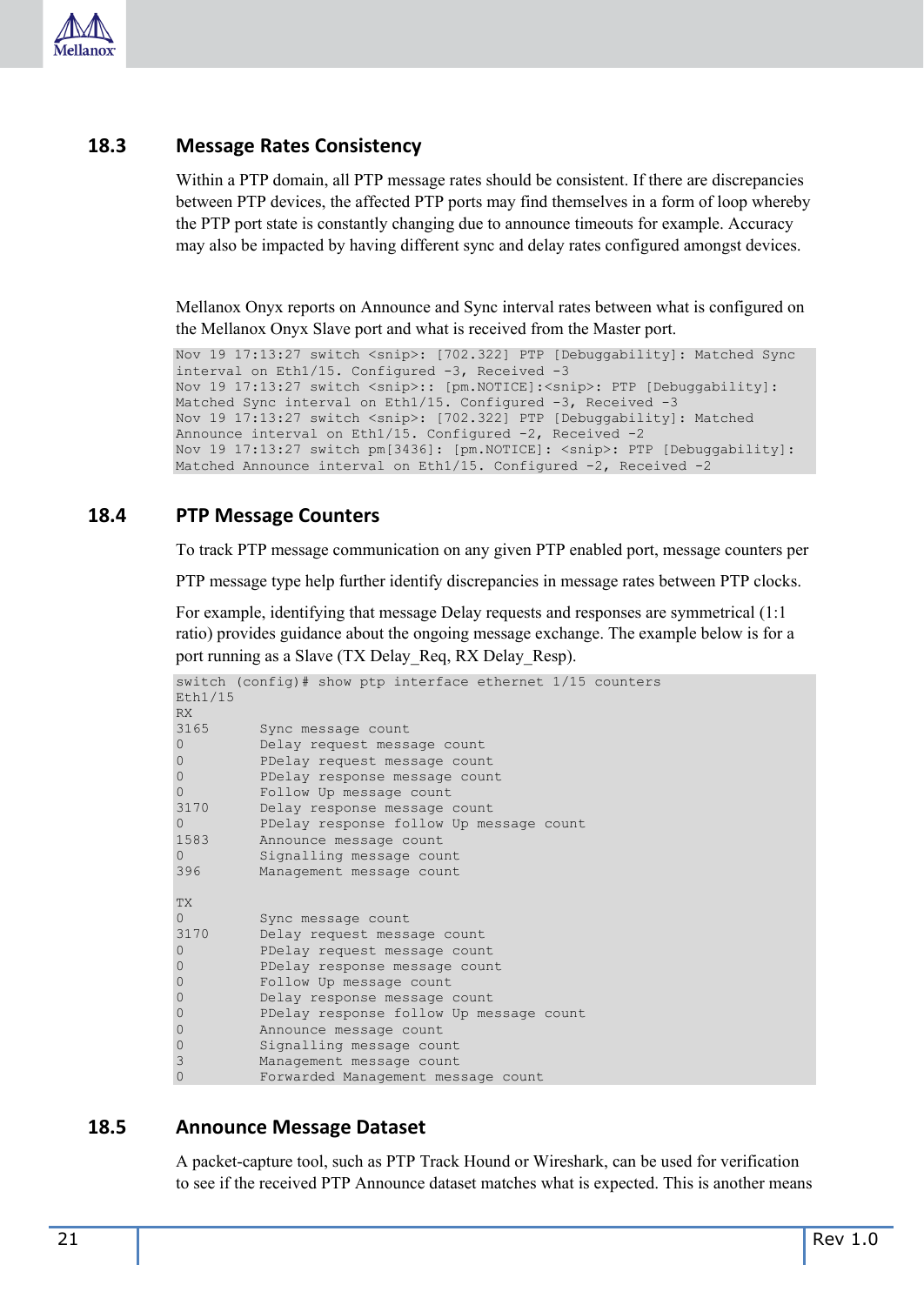## 18.3 Message Rates Consistency

Within a PTP domain, all PTP message rates should be consistent. If there are discrepancies between PTP devices, the affected PTP ports may find themselves in a form of loop whereby the PTP port state is constantly changing due to announce timeouts for example. Accuracy may also be impacted by having different sync and delay rates configured amongst devices.

Mellanox Onyx reports on Announce and Sync interval rates between what is configured on the Mellanox Onyx Slave port and what is received from the Master port.

```
Nov 19 17:13:27 switch <snip>: [702.322] PTP [Debuggability]: Matched Sync
interval on Eth1/15. Configured -3, Received -3
Nov 19 17:13:27 switch <snip>:: [pm.NOTICE]:<snip>: PTP [Debuggability]:
Matched Sync interval on Eth1/15. Configured -3, Received -3
Nov 19 17:13:27 switch <snip>: [702.322] PTP [Debuggability]: Matched
Announce interval on Eth1/15. Configured -2, Received -2
Nov 19 17:13:27 switch pm[3436]: [pm.NOTICE]: <snip>: PTP [Debuggability]:
Matched Announce interval on Eth1/15. Configured -2, Received -2
```

## 18.4 PTP Message Counters

To track PTP message communication on any given PTP enabled port, message counters per

PTP message type help further identify discrepancies in message rates between PTP clocks.

For example, identifying that message Delay requests and responses are symmetrical (1:1 ratio) provides guidance about the ongoing message exchange. The example below is for a port running as a Slave (TX Delay_Req, RX Delay_Resp).

```
switch (config)# show ptp interface ethernet 1/15 counters
Eth1/15
RX
3165      Sync message count
0         Delay request message count
0         PDelay request message count
0         PDelay response message count
0         Follow Up message count
3170      Delay response message count
0         PDelay response follow Up message count
1583      Announce message count
0         Signalling message count
396       Management message count

TX
0         Sync message count
3170      Delay request message count
0         PDelay request message count
0         PDelay response message count
0         Follow Up message count
0         Delay response message count
0         PDelay response follow Up message count
0         Announce message count
0         Signalling message count
3         Management message count
0         Forwarded Management message count
```

## 18.5 Announce Message Dataset

A packet-capture tool, such as PTP Track Hound or Wireshark, can be used for verification to see if the received PTP Announce dataset matches what is expected. This is another means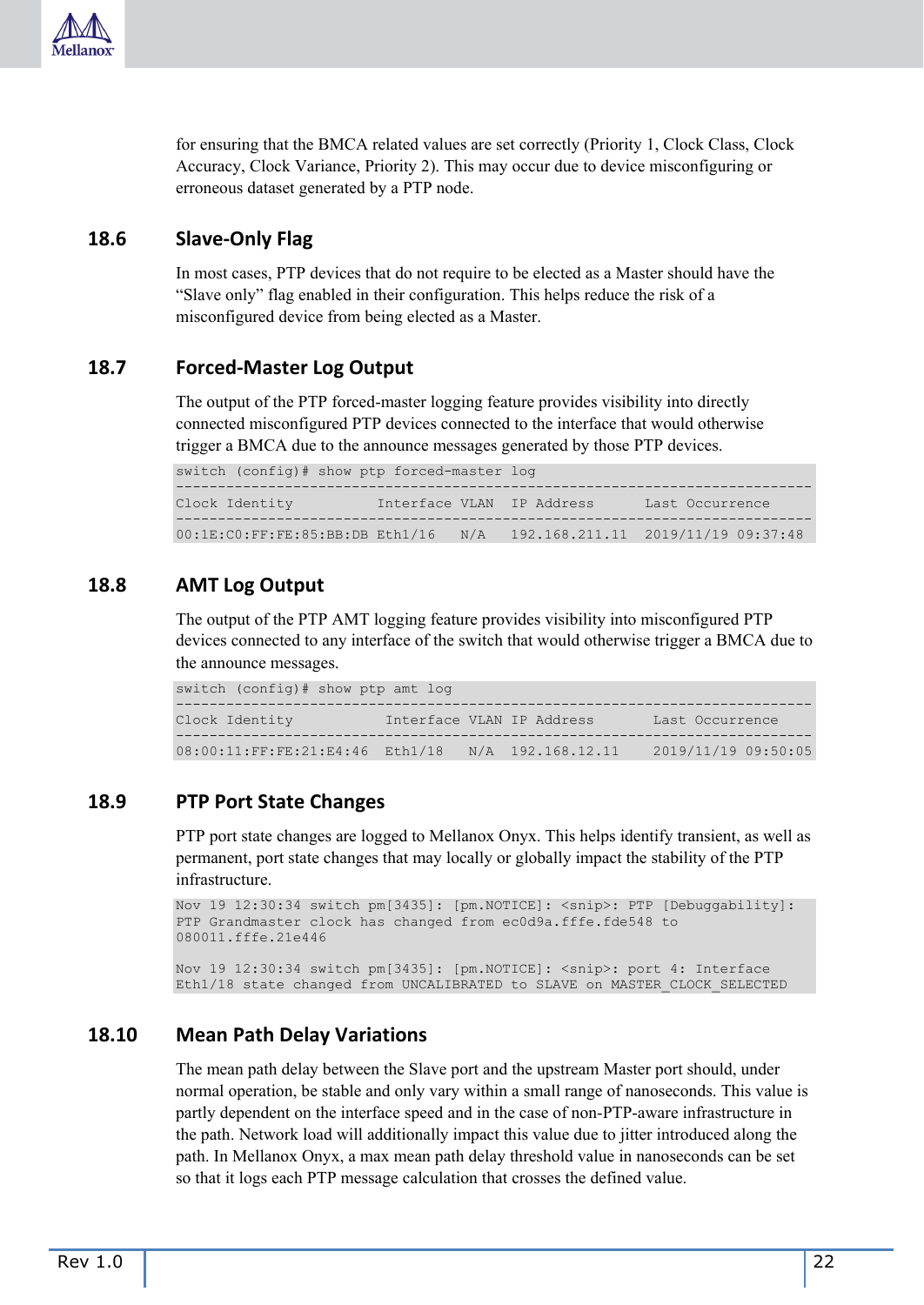for ensuring that the BMCA related values are set correctly (Priority 1, Clock Class, Clock Accuracy, Clock Variance, Priority 2). This may occur due to device misconfiguring or erroneous dataset generated by a PTP node.

## 18.6 Slave-Only Flag

In most cases, PTP devices that do not require to be elected as a Master should have the "Slave only" flag enabled in their configuration. This helps reduce the risk of a misconfigured device from being elected as a Master.

## 18.7 Forced-Master Log Output

The output of the PTP forced-master logging feature provides visibility into directly connected misconfigured PTP devices connected to the interface that would otherwise trigger a BMCA due to the announce messages generated by those PTP devices.

```
switch (config)# show ptp forced-master log
----------------------------------------------------------------------------
Clock Identity          Interface VLAN  IP Address      Last Occurrence
----------------------------------------------------------------------------
00:1E:C0:FF:FE:85:BB:DB Eth1/16   N/A   192.168.211.11  2019/11/19 09:37:48
```

## 18.8 AMT Log Output

The output of the PTP AMT logging feature provides visibility into misconfigured PTP devices connected to any interface of the switch that would otherwise trigger a BMCA due to the announce messages.

```
switch (config)# show ptp amt log
----------------------------------------------------------------------------
Clock Identity           Interface VLAN IP Address       Last Occurrence
----------------------------------------------------------------------------
08:00:11:FF:FE:21:E4:46  Eth1/18   N/A  192.168.12.11    2019/11/19 09:50:05
```

## 18.9 PTP Port State Changes

PTP port state changes are logged to Mellanox Onyx. This helps identify transient, as well as permanent, port state changes that may locally or globally impact the stability of the PTP infrastructure.

```
Nov 19 12:30:34 switch pm[3435]: [pm.NOTICE]: <snip>: PTP [Debuggability]:
PTP Grandmaster clock has changed from ec0d9a.fffe.fde548 to
080011.fffe.21e446

Nov 19 12:30:34 switch pm[3435]: [pm.NOTICE]: <snip>: port 4: Interface
Eth1/18 state changed from UNCALIBRATED to SLAVE on MASTER_CLOCK_SELECTED
```

## 18.10 Mean Path Delay Variations

The mean path delay between the Slave port and the upstream Master port should, under normal operation, be stable and only vary within a small range of nanoseconds. This value is partly dependent on the interface speed and in the case of non-PTP-aware infrastructure in the path. Network load will additionally impact this value due to jitter introduced along the path. In Mellanox Onyx, a max mean path delay threshold value in nanoseconds can be set so that it logs each PTP message calculation that crosses the defined value.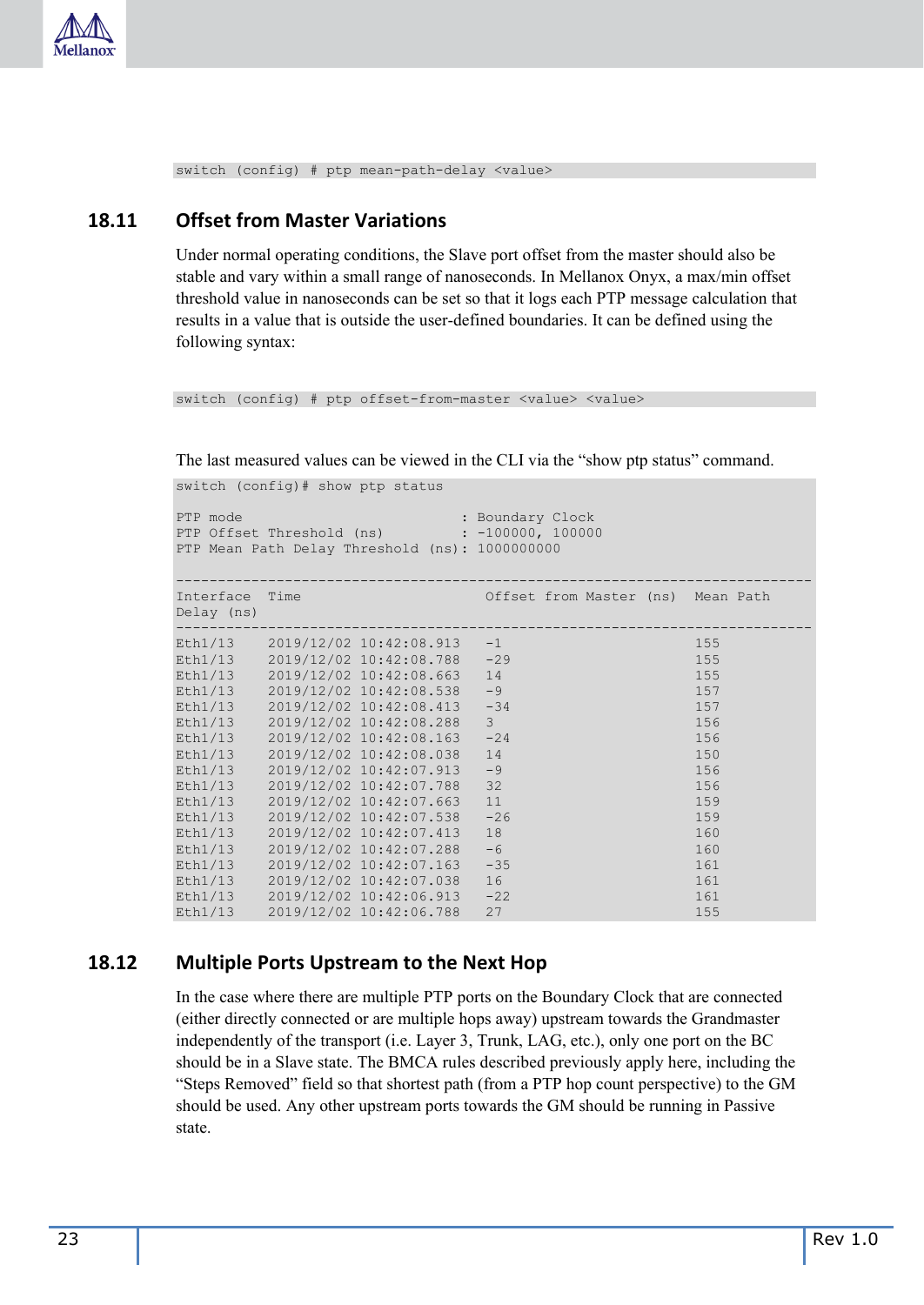```
switch (config) # ptp mean-path-delay <value>
```

## 18.11 Offset from Master Variations

Under normal operating conditions, the Slave port offset from the master should also be stable and vary within a small range of nanoseconds. In Mellanox Onyx, a max/min offset threshold value in nanoseconds can be set so that it logs each PTP message calculation that results in a value that is outside the user-defined boundaries. It can be defined using the following syntax:

```
switch (config) # ptp offset-from-master <value> <value>
```

The last measured values can be viewed in the CLI via the "show ptp status" command.

```
switch (config)# show ptp status

PTP mode                           : Boundary Clock
PTP Offset Threshold (ns)          : -100000, 100000
PTP Mean Path Delay Threshold (ns): 1000000000

-----------------------------------------------------------------------------
Interface  Time                       Offset from Master (ns)   Mean Path
Delay (ns)
-----------------------------------------------------------------------------
Eth1/13    2019/12/02 10:42:08.913   -1                        155
Eth1/13    2019/12/02 10:42:08.788   -29                       155
Eth1/13    2019/12/02 10:42:08.663   14                        155
Eth1/13    2019/12/02 10:42:08.538   -9                        157
Eth1/13    2019/12/02 10:42:08.413   -34                       157
Eth1/13    2019/12/02 10:42:08.288   3                         156
Eth1/13    2019/12/02 10:42:08.163   -24                       156
Eth1/13    2019/12/02 10:42:08.038   14                        150
Eth1/13    2019/12/02 10:42:07.913   -9                        156
Eth1/13    2019/12/02 10:42:07.788   32                        156
Eth1/13    2019/12/02 10:42:07.663   11                        159
Eth1/13    2019/12/02 10:42:07.538   -26                       159
Eth1/13    2019/12/02 10:42:07.413   18                        160
Eth1/13    2019/12/02 10:42:07.288   -6                        160
Eth1/13    2019/12/02 10:42:07.163   -35                       161
Eth1/13    2019/12/02 10:42:07.038   16                        161
Eth1/13    2019/12/02 10:42:06.913   -22                       161
Eth1/13    2019/12/02 10:42:06.788   27                        155
```

## 18.12 Multiple Ports Upstream to the Next Hop

In the case where there are multiple PTP ports on the Boundary Clock that are connected (either directly connected or are multiple hops away) upstream towards the Grandmaster independently of the transport (i.e. Layer 3, Trunk, LAG, etc.), only one port on the BC should be in a Slave state. The BMCA rules described previously apply here, including the "Steps Removed" field so that shortest path (from a PTP hop count perspective) to the GM should be used. Any other upstream ports towards the GM should be running in Passive state.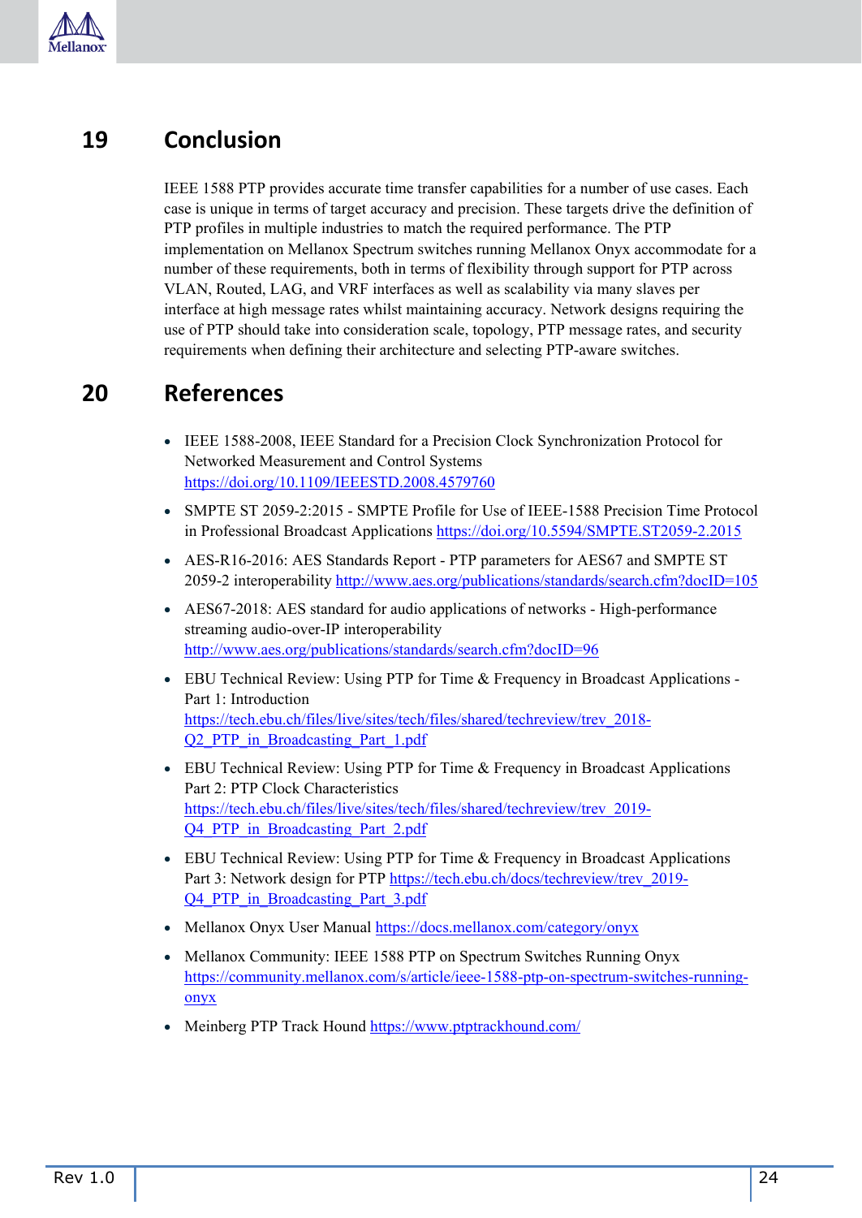# 19 Conclusion

IEEE 1588 PTP provides accurate time transfer capabilities for a number of use cases. Each case is unique in terms of target accuracy and precision. These targets drive the definition of PTP profiles in multiple industries to match the required performance. The PTP implementation on Mellanox Spectrum switches running Mellanox Onyx accommodate for a number of these requirements, both in terms of flexibility through support for PTP across VLAN, Routed, LAG, and VRF interfaces as well as scalability via many slaves per interface at high message rates whilst maintaining accuracy. Network designs requiring the use of PTP should take into consideration scale, topology, PTP message rates, and security requirements when defining their architecture and selecting PTP-aware switches.

# 20 References

- IEEE 1588-2008, IEEE Standard for a Precision Clock Synchronization Protocol for Networked Measurement and Control Systems https://doi.org/10.1109/IEEESTD.2008.4579760
- SMPTE ST 2059-2:2015 - SMPTE Profile for Use of IEEE-1588 Precision Time Protocol in Professional Broadcast Applications https://doi.org/10.5594/SMPTE.ST2059-2.2015
- AES-R16-2016: AES Standards Report - PTP parameters for AES67 and SMPTE ST 2059-2 interoperability http://www.aes.org/publications/standards/search.cfm?docID=105
- AES67-2018: AES standard for audio applications of networks - High-performance streaming audio-over-IP interoperability http://www.aes.org/publications/standards/search.cfm?docID=96
- EBU Technical Review: Using PTP for Time & Frequency in Broadcast Applications - Part 1: Introduction https://tech.ebu.ch/files/live/sites/tech/files/shared/techreview/trev_2018-Q2_PTP_in_Broadcasting_Part_1.pdf
- EBU Technical Review: Using PTP for Time & Frequency in Broadcast Applications Part 2: PTP Clock Characteristics https://tech.ebu.ch/files/live/sites/tech/files/shared/techreview/trev_2019-Q4_PTP_in_Broadcasting_Part_2.pdf
- EBU Technical Review: Using PTP for Time & Frequency in Broadcast Applications Part 3: Network design for PTP https://tech.ebu.ch/docs/techreview/trev_2019-Q4_PTP_in_Broadcasting_Part_3.pdf
- Mellanox Onyx User Manual https://docs.mellanox.com/category/onyx
- Mellanox Community: IEEE 1588 PTP on Spectrum Switches Running Onyx https://community.mellanox.com/s/article/ieee-1588-ptp-on-spectrum-switches-running-onyx
- Meinberg PTP Track Hound https://www.ptptrackhound.com/